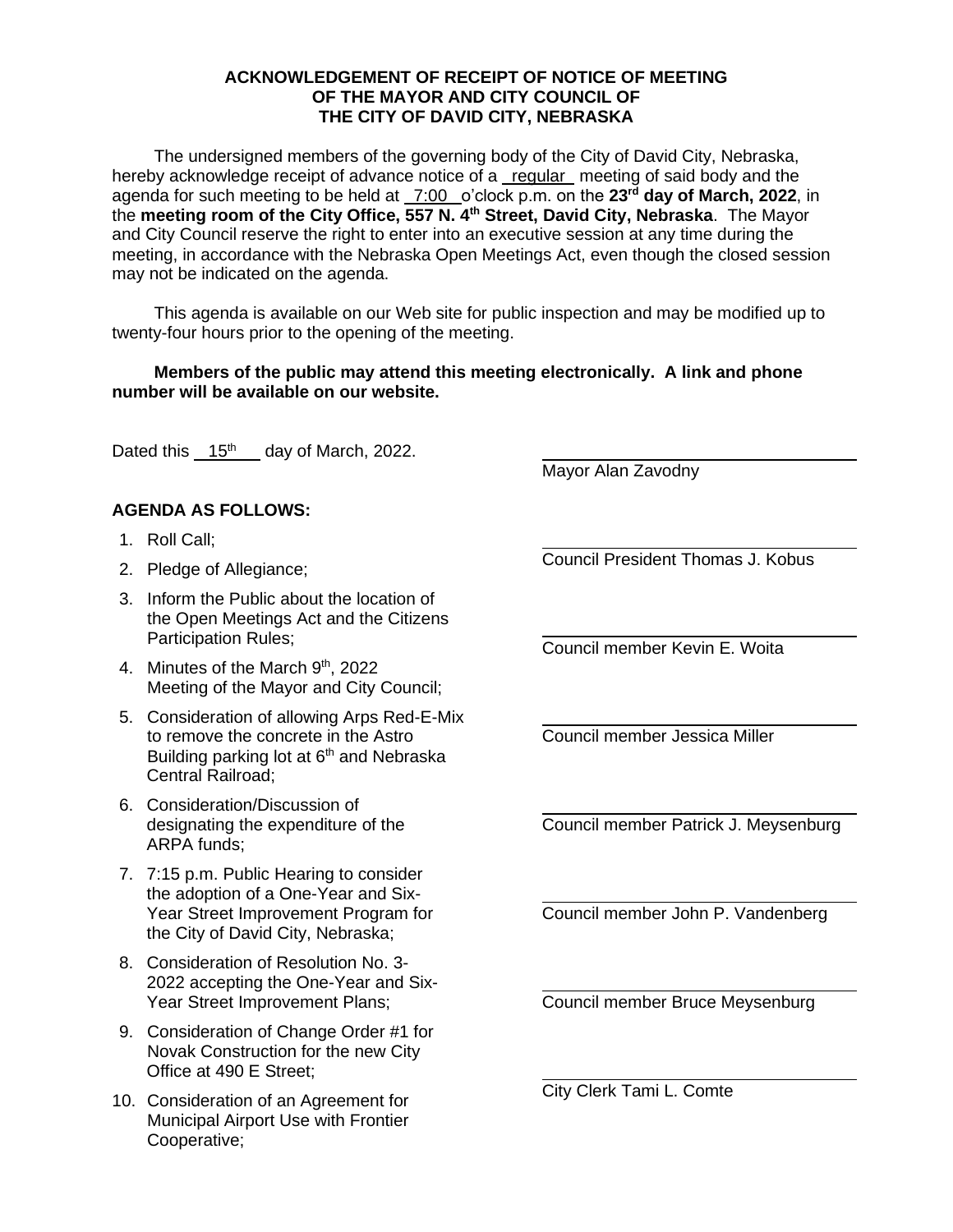**ACKNOWLEDGEMENT OF RECEIPT OF NOTICE OF MEETING**
**OF THE MAYOR AND CITY COUNCIL OF**
**THE CITY OF DAVID CITY, NEBRASKA**

The undersigned members of the governing body of the City of David City, Nebraska, hereby acknowledge receipt of advance notice of a regular meeting of said body and the agenda for such meeting to be held at 7:00 o'clock p.m. on the **23rd day of March, 2022**, in the **meeting room of the City Office, 557 N. 4th Street, David City, Nebraska**. The Mayor and City Council reserve the right to enter into an executive session at any time during the meeting, in accordance with the Nebraska Open Meetings Act, even though the closed session may not be indicated on the agenda.

This agenda is available on our Web site for public inspection and may be modified up to twenty-four hours prior to the opening of the meeting.

**Members of the public may attend this meeting electronically. A link and phone number will be available on our website.**

Dated this 15th day of March, 2022.

**AGENDA AS FOLLOWS:**

1. Roll Call;
2. Pledge of Allegiance;
3. Inform the Public about the location of the Open Meetings Act and the Citizens Participation Rules;
4. Minutes of the March 9th, 2022 Meeting of the Mayor and City Council;
5. Consideration of allowing Arps Red-E-Mix to remove the concrete in the Astro Building parking lot at 6th and Nebraska Central Railroad;
6. Consideration/Discussion of designating the expenditure of the ARPA funds;
7. 7:15 p.m. Public Hearing to consider the adoption of a One-Year and Six-Year Street Improvement Program for the City of David City, Nebraska;
8. Consideration of Resolution No. 3-2022 accepting the One-Year and Six-Year Street Improvement Plans;
9. Consideration of Change Order #1 for Novak Construction for the new City Office at 490 E Street;
10. Consideration of an Agreement for Municipal Airport Use with Frontier Cooperative;

Mayor Alan Zavodny

Council President Thomas J. Kobus

Council member Kevin E. Woita

Council member Jessica Miller

Council member Patrick J. Meysenburg

Council member John P. Vandenberg

Council member Bruce Meysenburg

City Clerk Tami L. Comte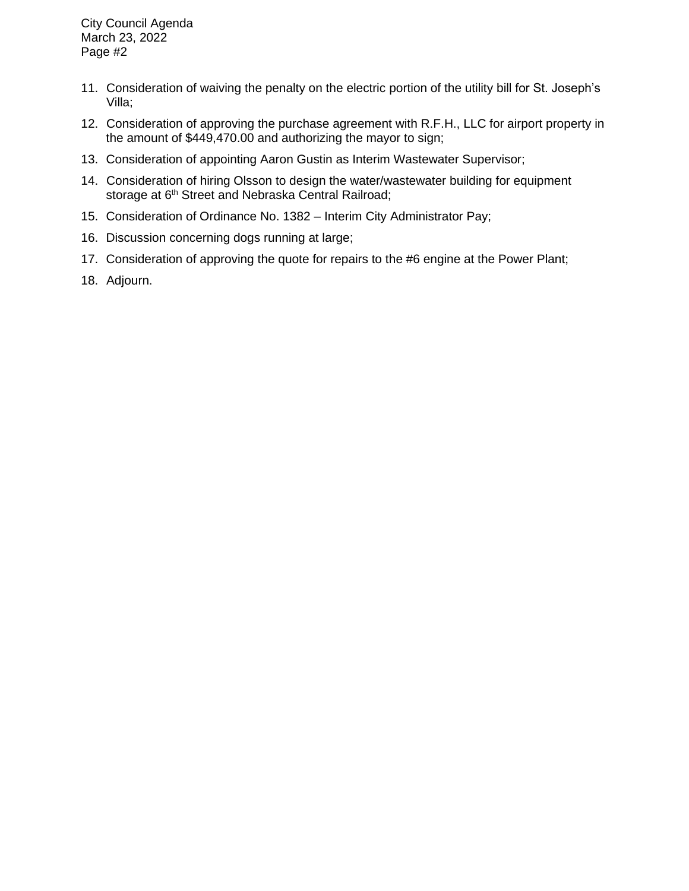11. Consideration of waiving the penalty on the electric portion of the utility bill for St. Joseph's Villa;
12. Consideration of approving the purchase agreement with R.F.H., LLC for airport property in the amount of $449,470.00 and authorizing the mayor to sign;
13. Consideration of appointing Aaron Gustin as Interim Wastewater Supervisor;
14. Consideration of hiring Olsson to design the water/wastewater building for equipment storage at 6th Street and Nebraska Central Railroad;
15. Consideration of Ordinance No. 1382 – Interim City Administrator Pay;
16. Discussion concerning dogs running at large;
17. Consideration of approving the quote for repairs to the #6 engine at the Power Plant;
18. Adjourn.